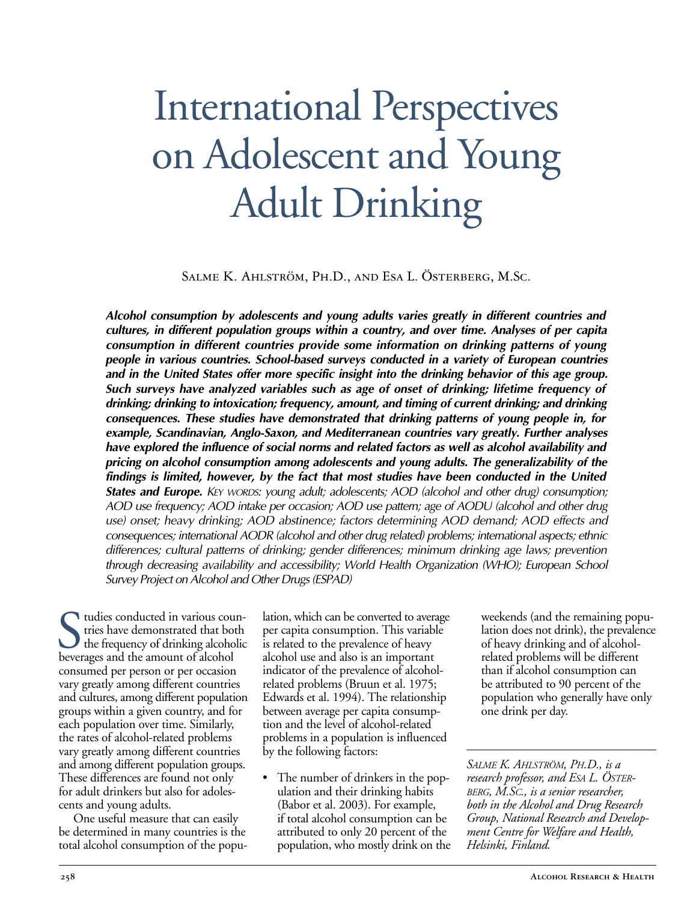# International Perspectives on Adolescent and Young Adult Drinking

Salme K. Ahlström, Ph.D., and Esa L. Österberg, M.Sc.

***Alcohol consumption by adolescents and young adults varies greatly in different countries and cultures, in different population groups within a country, and over time. Analyses of per capita consumption in different countries provide some information on drinking patterns of young people in various countries. School-based surveys conducted in a variety of European countries and in the United States offer more specific insight into the drinking behavior of this age group. Such surveys have analyzed variables such as age of onset of drinking; lifetime frequency of drinking; drinking to intoxication; frequency, amount, and timing of current drinking; and drinking consequences. These studies have demonstrated that drinking patterns of young people in, for example, Scandinavian, Anglo-Saxon, and Mediterranean countries vary greatly. Further analyses have explored the influence of social norms and related factors as well as alcohol availability and pricing on alcohol consumption among adolescents and young adults. The generalizability of the findings is limited, however, by the fact that most studies have been conducted in the United States and Europe.*** *Key words: young adult; adolescents; AOD (alcohol and other drug) consumption; AOD use frequency; AOD intake per occasion; AOD use pattern; age of AODU (alcohol and other drug use) onset; heavy drinking; AOD abstinence; factors determining AOD demand; AOD effects and consequences; international AODR (alcohol and other drug related) problems; international aspects; ethnic differences; cultural patterns of drinking; gender differences; minimum drinking age laws; prevention through decreasing availability and accessibility; World Health Organization (WHO); European School Survey Project on Alcohol and Other Drugs (ESPAD)*

Studies conducted in various countries have demonstrated that both the frequency of drinking alcoholic beverages and the amount of alcohol consumed per person or per occasion vary greatly among different countries and cultures, among different population groups within a given country, and for each population over time. Similarly, the rates of alcohol-related problems vary greatly among different countries and among different population groups. These differences are found not only for adult drinkers but also for adolescents and young adults.

One useful measure that can easily be determined in many countries is the total alcohol consumption of the population, which can be converted to average per capita consumption. This variable is related to the prevalence of heavy alcohol use and also is an important indicator of the prevalence of alcohol-related problems (Bruun et al. 1975; Edwards et al. 1994). The relationship between average per capita consumption and the level of alcohol-related problems in a population is influenced by the following factors:

- The number of drinkers in the population and their drinking habits (Babor et al. 2003). For example, if total alcohol consumption can be attributed to only 20 percent of the population, who mostly drink on the weekends (and the remaining population does not drink), the prevalence of heavy drinking and of alcohol-related problems will be different than if alcohol consumption can be attributed to 90 percent of the population who generally have only one drink per day.

*Salme K. Ahlström, Ph.D., is a research professor, and Esa L. Österberg, M.Sc., is a senior researcher, both in the Alcohol and Drug Research Group, National Research and Development Centre for Welfare and Health, Helsinki, Finland.*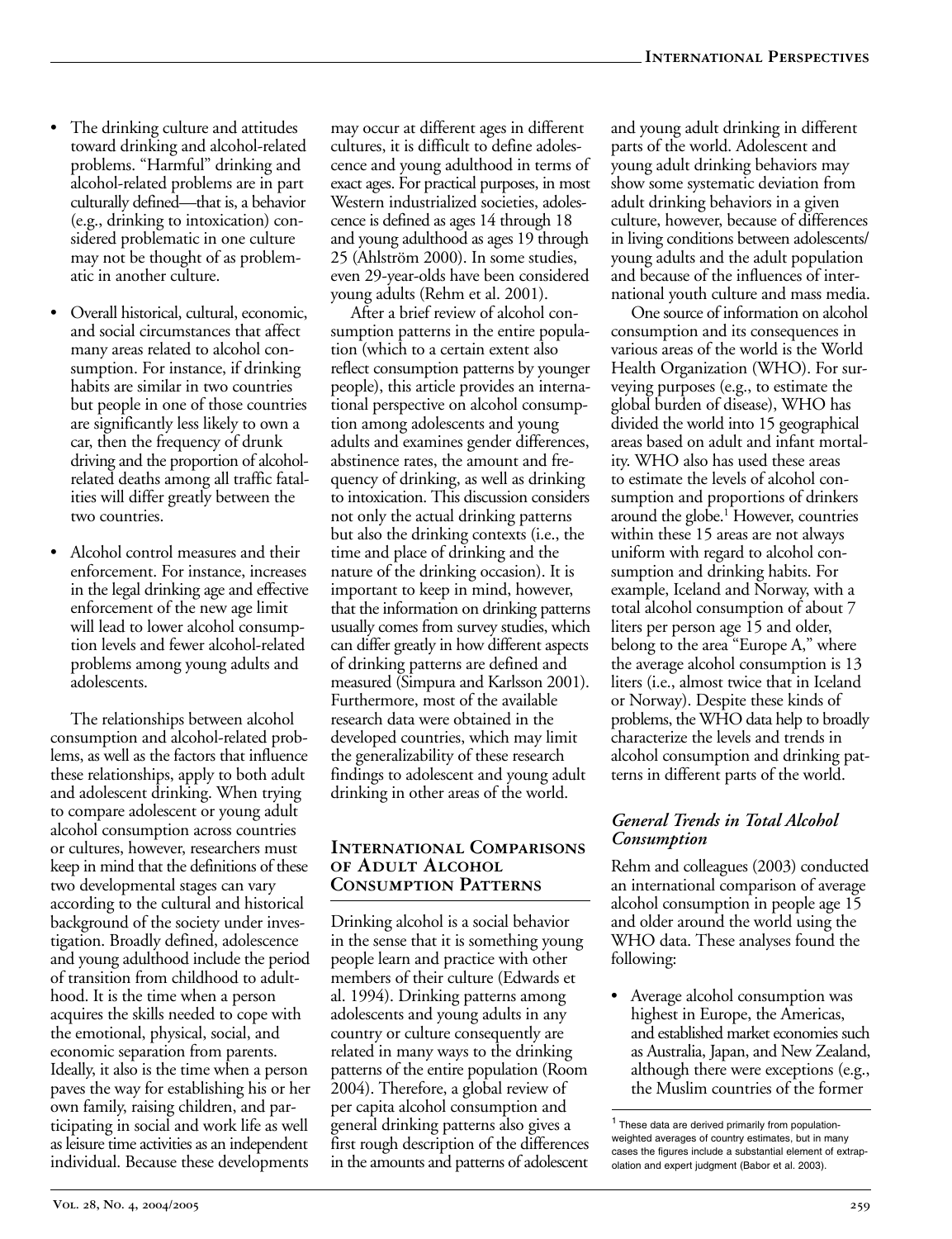- The drinking culture and attitudes toward drinking and alcohol-related problems. "Harmful" drinking and alcohol-related problems are in part culturally defined—that is, a behavior (e.g., drinking to intoxication) considered problematic in one culture may not be thought of as problematic in another culture.
- Overall historical, cultural, economic, and social circumstances that affect many areas related to alcohol consumption. For instance, if drinking habits are similar in two countries but people in one of those countries are significantly less likely to own a car, then the frequency of drunk driving and the proportion of alcohol-related deaths among all traffic fatalities will differ greatly between the two countries.
- Alcohol control measures and their enforcement. For instance, increases in the legal drinking age and effective enforcement of the new age limit will lead to lower alcohol consumption levels and fewer alcohol-related problems among young adults and adolescents.

The relationships between alcohol consumption and alcohol-related problems, as well as the factors that influence these relationships, apply to both adult and adolescent drinking. When trying to compare adolescent or young adult alcohol consumption across countries or cultures, however, researchers must keep in mind that the definitions of these two developmental stages can vary according to the cultural and historical background of the society under investigation. Broadly defined, adolescence and young adulthood include the period of transition from childhood to adulthood. It is the time when a person acquires the skills needed to cope with the emotional, physical, social, and economic separation from parents. Ideally, it also is the time when a person paves the way for establishing his or her own family, raising children, and participating in social and work life as well as leisure time activities as an independent individual. Because these developments may occur at different ages in different cultures, it is difficult to define adolescence and young adulthood in terms of exact ages. For practical purposes, in most Western industrialized societies, adolescence is defined as ages 14 through 18 and young adulthood as ages 19 through 25 (Ahlström 2000). In some studies, even 29-year-olds have been considered young adults (Rehm et al. 2001).

After a brief review of alcohol consumption patterns in the entire population (which to a certain extent also reflect consumption patterns by younger people), this article provides an international perspective on alcohol consumption among adolescents and young adults and examines gender differences, abstinence rates, the amount and frequency of drinking, as well as drinking to intoxication. This discussion considers not only the actual drinking patterns but also the drinking contexts (i.e., the time and place of drinking and the nature of the drinking occasion). It is important to keep in mind, however, that the information on drinking patterns usually comes from survey studies, which can differ greatly in how different aspects of drinking patterns are defined and measured (Simpura and Karlsson 2001). Furthermore, most of the available research data were obtained in the developed countries, which may limit the generalizability of these research findings to adolescent and young adult drinking in other areas of the world.

## International Comparisons of Adult Alcohol Consumption Patterns

Drinking alcohol is a social behavior in the sense that it is something young people learn and practice with other members of their culture (Edwards et al. 1994). Drinking patterns among adolescents and young adults in any country or culture consequently are related in many ways to the drinking patterns of the entire population (Room 2004). Therefore, a global review of per capita alcohol consumption and general drinking patterns also gives a first rough description of the differences in the amounts and patterns of adolescent and young adult drinking in different parts of the world. Adolescent and young adult drinking behaviors may show some systematic deviation from adult drinking behaviors in a given culture, however, because of differences in living conditions between adolescents/young adults and the adult population and because of the influences of international youth culture and mass media.

One source of information on alcohol consumption and its consequences in various areas of the world is the World Health Organization (WHO). For surveying purposes (e.g., to estimate the global burden of disease), WHO has divided the world into 15 geographical areas based on adult and infant mortality. WHO also has used these areas to estimate the levels of alcohol consumption and proportions of drinkers around the globe.[1] However, countries within these 15 areas are not always uniform with regard to alcohol consumption and drinking habits. For example, Iceland and Norway, with a total alcohol consumption of about 7 liters per person age 15 and older, belong to the area "Europe A," where the average alcohol consumption is 13 liters (i.e., almost twice that in Iceland or Norway). Despite these kinds of problems, the WHO data help to broadly characterize the levels and trends in alcohol consumption and drinking patterns in different parts of the world.

### *General Trends in Total Alcohol Consumption*

Rehm and colleagues (2003) conducted an international comparison of average alcohol consumption in people age 15 and older around the world using the WHO data. These analyses found the following:

- Average alcohol consumption was highest in Europe, the Americas, and established market economies such as Australia, Japan, and New Zealand, although there were exceptions (e.g., the Muslim countries of the former

[1] These data are derived primarily from population-weighted averages of country estimates, but in many cases the figures include a substantial element of extrapolation and expert judgment (Babor et al. 2003).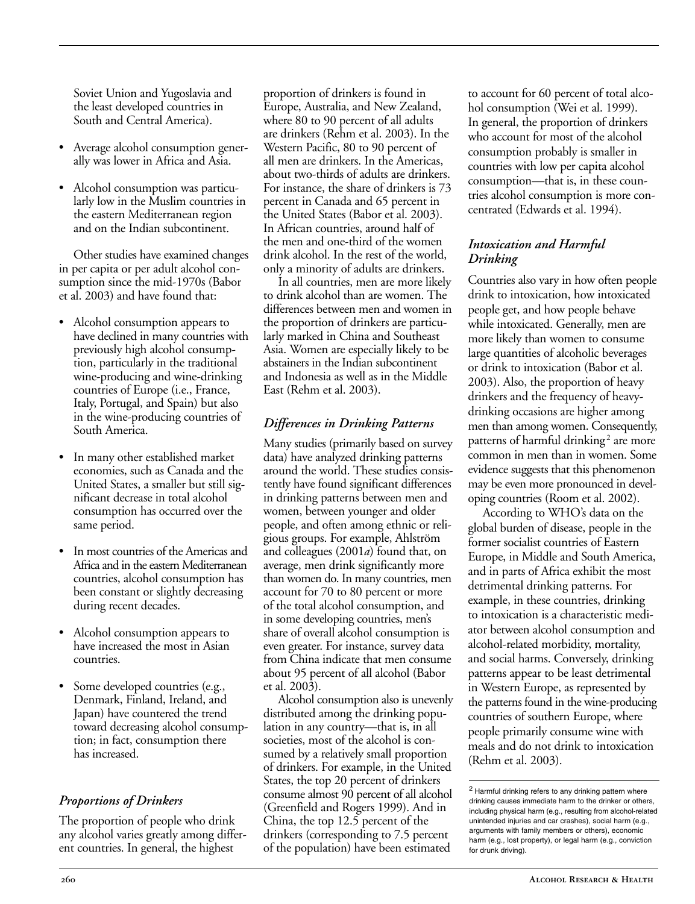Soviet Union and Yugoslavia and the least developed countries in South and Central America).

- Average alcohol consumption generally was lower in Africa and Asia.
- Alcohol consumption was particularly low in the Muslim countries in the eastern Mediterranean region and on the Indian subcontinent.

Other studies have examined changes in per capita or per adult alcohol consumption since the mid-1970s (Babor et al. 2003) and have found that:

- Alcohol consumption appears to have declined in many countries with previously high alcohol consumption, particularly in the traditional wine-producing and wine-drinking countries of Europe (i.e., France, Italy, Portugal, and Spain) but also in the wine-producing countries of South America.
- In many other established market economies, such as Canada and the United States, a smaller but still significant decrease in total alcohol consumption has occurred over the same period.
- In most countries of the Americas and Africa and in the eastern Mediterranean countries, alcohol consumption has been constant or slightly decreasing during recent decades.
- Alcohol consumption appears to have increased the most in Asian countries.
- Some developed countries (e.g., Denmark, Finland, Ireland, and Japan) have countered the trend toward decreasing alcohol consumption; in fact, consumption there has increased.

### *Proportions of Drinkers*

The proportion of people who drink any alcohol varies greatly among different countries. In general, the highest proportion of drinkers is found in Europe, Australia, and New Zealand, where 80 to 90 percent of all adults are drinkers (Rehm et al. 2003). In the Western Pacific, 80 to 90 percent of all men are drinkers. In the Americas, about two-thirds of adults are drinkers. For instance, the share of drinkers is 73 percent in Canada and 65 percent in the United States (Babor et al. 2003). In African countries, around half of the men and one-third of the women drink alcohol. In the rest of the world, only a minority of adults are drinkers.

In all countries, men are more likely to drink alcohol than are women. The differences between men and women in the proportion of drinkers are particularly marked in China and Southeast Asia. Women are especially likely to be abstainers in the Indian subcontinent and Indonesia as well as in the Middle East (Rehm et al. 2003).

### *Differences in Drinking Patterns*

Many studies (primarily based on survey data) have analyzed drinking patterns around the world. These studies consistently have found significant differences in drinking patterns between men and women, between younger and older people, and often among ethnic or religious groups. For example, Ahlström and colleagues (2001*a*) found that, on average, men drink significantly more than women do. In many countries, men account for 70 to 80 percent or more of the total alcohol consumption, and in some developing countries, men's share of overall alcohol consumption is even greater. For instance, survey data from China indicate that men consume about 95 percent of all alcohol (Babor et al. 2003).

Alcohol consumption also is unevenly distributed among the drinking population in any country—that is, in all societies, most of the alcohol is consumed by a relatively small proportion of drinkers. For example, in the United States, the top 20 percent of drinkers consume almost 90 percent of all alcohol (Greenfield and Rogers 1999). And in China, the top 12.5 percent of the drinkers (corresponding to 7.5 percent of the population) have been estimated to account for 60 percent of total alcohol consumption (Wei et al. 1999). In general, the proportion of drinkers who account for most of the alcohol consumption probably is smaller in countries with low per capita alcohol consumption—that is, in these countries alcohol consumption is more concentrated (Edwards et al. 1994).

### *Intoxication and Harmful Drinking*

Countries also vary in how often people drink to intoxication, how intoxicated people get, and how people behave while intoxicated. Generally, men are more likely than women to consume large quantities of alcoholic beverages or drink to intoxication (Babor et al. 2003). Also, the proportion of heavy drinkers and the frequency of heavy-drinking occasions are higher among men than among women. Consequently, patterns of harmful drinking[2] are more common in men than in women. Some evidence suggests that this phenomenon may be even more pronounced in developing countries (Room et al. 2002).

According to WHO's data on the global burden of disease, people in the former socialist countries of Eastern Europe, in Middle and South America, and in parts of Africa exhibit the most detrimental drinking patterns. For example, in these countries, drinking to intoxication is a characteristic mediator between alcohol consumption and alcohol-related morbidity, mortality, and social harms. Conversely, drinking patterns appear to be least detrimental in Western Europe, as represented by the patterns found in the wine-producing countries of southern Europe, where people primarily consume wine with meals and do not drink to intoxication (Rehm et al. 2003).

[2] Harmful drinking refers to any drinking pattern where drinking causes immediate harm to the drinker or others, including physical harm (e.g., resulting from alcohol-related unintended injuries and car crashes), social harm (e.g., arguments with family members or others), economic harm (e.g., lost property), or legal harm (e.g., conviction for drunk driving).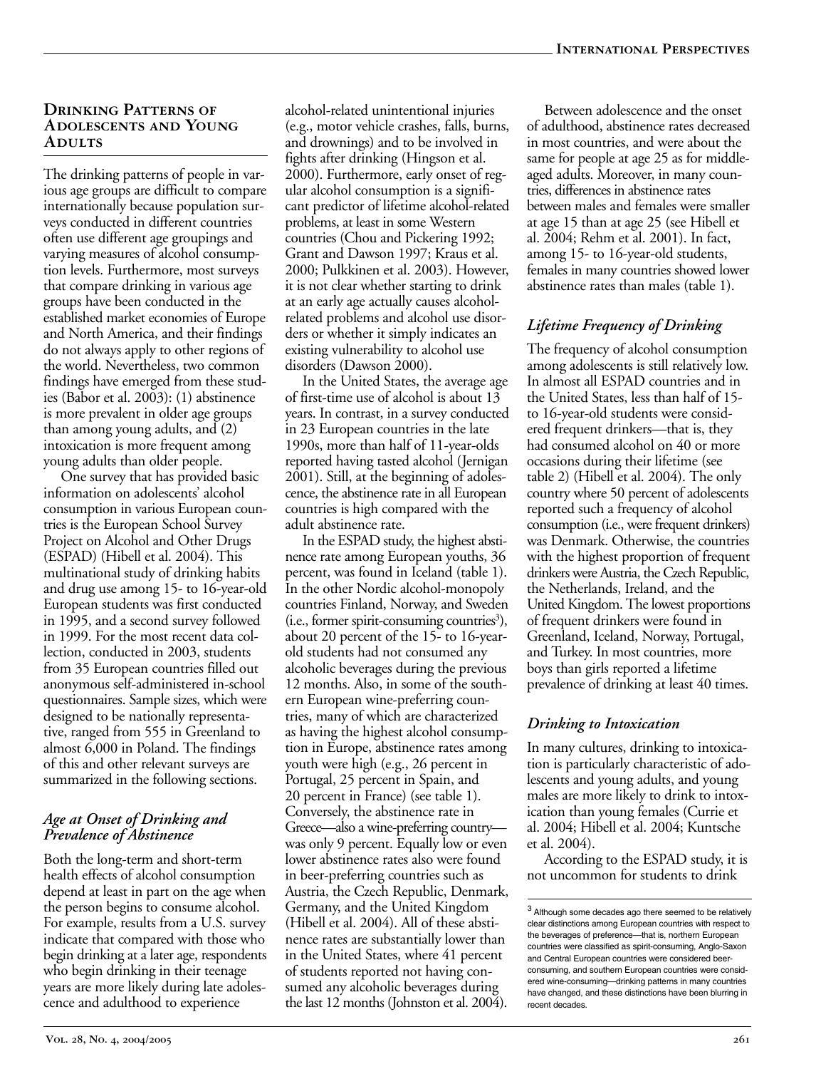## Drinking Patterns of Adolescents and Young Adults

The drinking patterns of people in various age groups are difficult to compare internationally because population surveys conducted in different countries often use different age groupings and varying measures of alcohol consumption levels. Furthermore, most surveys that compare drinking in various age groups have been conducted in the established market economies of Europe and North America, and their findings do not always apply to other regions of the world. Nevertheless, two common findings have emerged from these studies (Babor et al. 2003): (1) abstinence is more prevalent in older age groups than among young adults, and (2) intoxication is more frequent among young adults than older people.

One survey that has provided basic information on adolescents' alcohol consumption in various European countries is the European School Survey Project on Alcohol and Other Drugs (ESPAD) (Hibell et al. 2004). This multinational study of drinking habits and drug use among 15- to 16-year-old European students was first conducted in 1995, and a second survey followed in 1999. For the most recent data collection, conducted in 2003, students from 35 European countries filled out anonymous self-administered in-school questionnaires. Sample sizes, which were designed to be nationally representative, ranged from 555 in Greenland to almost 6,000 in Poland. The findings of this and other relevant surveys are summarized in the following sections.

### *Age at Onset of Drinking and Prevalence of Abstinence*

Both the long-term and short-term health effects of alcohol consumption depend at least in part on the age when the person begins to consume alcohol. For example, results from a U.S. survey indicate that compared with those who begin drinking at a later age, respondents who begin drinking in their teenage years are more likely during late adolescence and adulthood to experience alcohol-related unintentional injuries (e.g., motor vehicle crashes, falls, burns, and drownings) and to be involved in fights after drinking (Hingson et al. 2000). Furthermore, early onset of regular alcohol consumption is a significant predictor of lifetime alcohol-related problems, at least in some Western countries (Chou and Pickering 1992; Grant and Dawson 1997; Kraus et al. 2000; Pulkkinen et al. 2003). However, it is not clear whether starting to drink at an early age actually causes alcohol-related problems and alcohol use disorders or whether it simply indicates an existing vulnerability to alcohol use disorders (Dawson 2000).

In the United States, the average age of first-time use of alcohol is about 13 years. In contrast, in a survey conducted in 23 European countries in the late 1990s, more than half of 11-year-olds reported having tasted alcohol (Jernigan 2001). Still, at the beginning of adolescence, the abstinence rate in all European countries is high compared with the adult abstinence rate.

In the ESPAD study, the highest abstinence rate among European youths, 36 percent, was found in Iceland (table 1). In the other Nordic alcohol-monopoly countries Finland, Norway, and Sweden (i.e., former spirit-consuming countries[3]), about 20 percent of the 15- to 16-year-old students had not consumed any alcoholic beverages during the previous 12 months. Also, in some of the southern European wine-preferring countries, many of which are characterized as having the highest alcohol consumption in Europe, abstinence rates among youth were high (e.g., 26 percent in Portugal, 25 percent in Spain, and 20 percent in France) (see table 1). Conversely, the abstinence rate in Greece—also a wine-preferring country—was only 9 percent. Equally low or even lower abstinence rates also were found in beer-preferring countries such as Austria, the Czech Republic, Denmark, Germany, and the United Kingdom (Hibell et al. 2004). All of these abstinence rates are substantially lower than in the United States, where 41 percent of students reported not having consumed any alcoholic beverages during the last 12 months (Johnston et al. 2004).

Between adolescence and the onset of adulthood, abstinence rates decreased in most countries, and were about the same for people at age 25 as for middle-aged adults. Moreover, in many countries, differences in abstinence rates between males and females were smaller at age 15 than at age 25 (see Hibell et al. 2004; Rehm et al. 2001). In fact, among 15- to 16-year-old students, females in many countries showed lower abstinence rates than males (table 1).

### *Lifetime Frequency of Drinking*

The frequency of alcohol consumption among adolescents is still relatively low. In almost all ESPAD countries and in the United States, less than half of 15- to 16-year-old students were considered frequent drinkers—that is, they had consumed alcohol on 40 or more occasions during their lifetime (see table 2) (Hibell et al. 2004). The only country where 50 percent of adolescents reported such a frequency of alcohol consumption (i.e., were frequent drinkers) was Denmark. Otherwise, the countries with the highest proportion of frequent drinkers were Austria, the Czech Republic, the Netherlands, Ireland, and the United Kingdom. The lowest proportions of frequent drinkers were found in Greenland, Iceland, Norway, Portugal, and Turkey. In most countries, more boys than girls reported a lifetime prevalence of drinking at least 40 times.

### *Drinking to Intoxication*

In many cultures, drinking to intoxication is particularly characteristic of adolescents and young adults, and young males are more likely to drink to intoxication than young females (Currie et al. 2004; Hibell et al. 2004; Kuntsche et al. 2004).

According to the ESPAD study, it is not uncommon for students to drink

[3] Although some decades ago there seemed to be relatively clear distinctions among European countries with respect to the beverages of preference—that is, northern European countries were classified as spirit-consuming, Anglo-Saxon and Central European countries were considered beer-consuming, and southern European countries were considered wine-consuming—drinking patterns in many countries have changed, and these distinctions have been blurring in recent decades.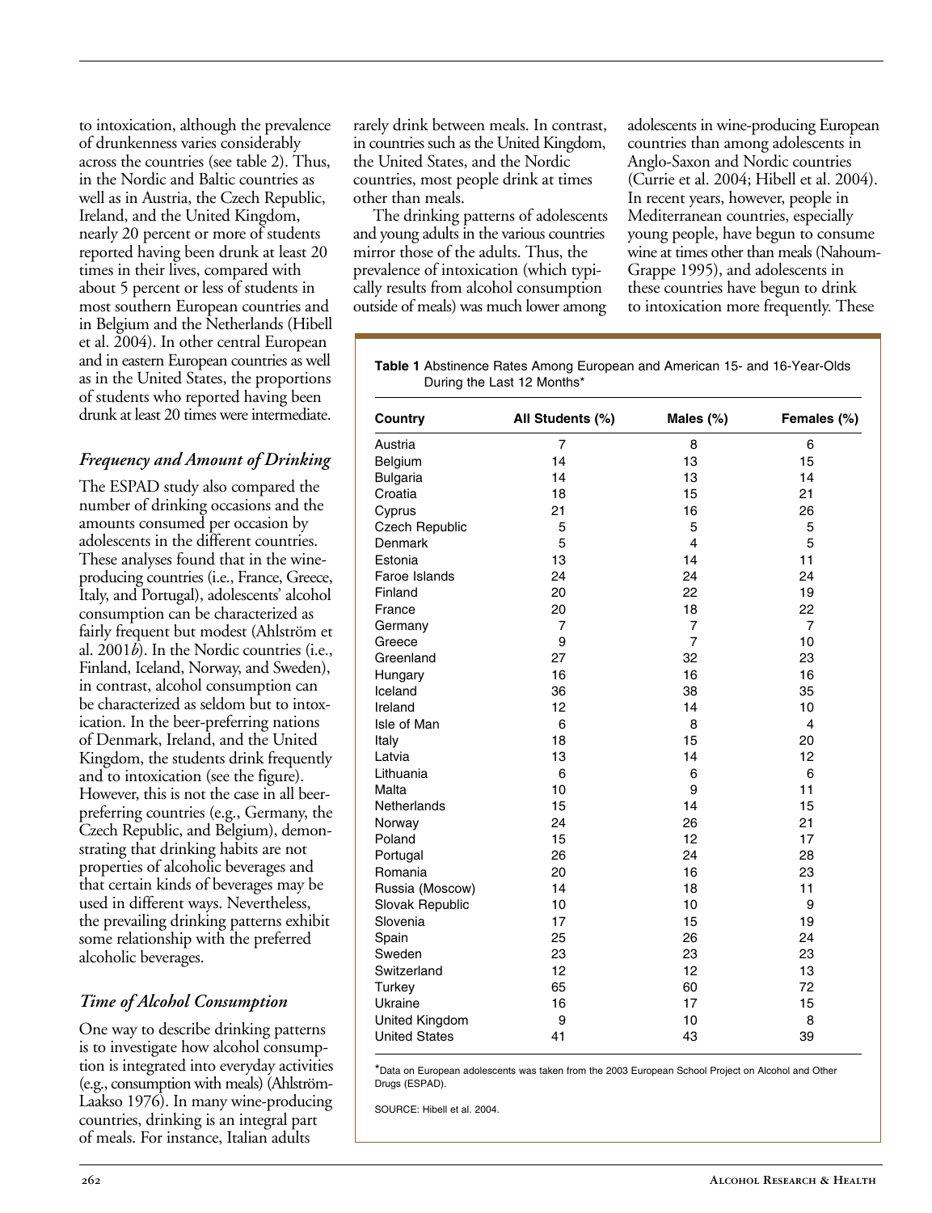to intoxication, although the prevalence of drunkenness varies considerably across the countries (see table 2). Thus, in the Nordic and Baltic countries as well as in Austria, the Czech Republic, Ireland, and the United Kingdom, nearly 20 percent or more of students reported having been drunk at least 20 times in their lives, compared with about 5 percent or less of students in most southern European countries and in Belgium and the Netherlands (Hibell et al. 2004). In other central European and in eastern European countries as well as in the United States, the proportions of students who reported having been drunk at least 20 times were intermediate.

### *Frequency and Amount of Drinking*

The ESPAD study also compared the number of drinking occasions and the amounts consumed per occasion by adolescents in the different countries. These analyses found that in the wine-producing countries (i.e., France, Greece, Italy, and Portugal), adolescents' alcohol consumption can be characterized as fairly frequent but modest (Ahlström et al. 2001*b*). In the Nordic countries (i.e., Finland, Iceland, Norway, and Sweden), in contrast, alcohol consumption can be characterized as seldom but to intoxication. In the beer-preferring nations of Denmark, Ireland, and the United Kingdom, the students drink frequently and to intoxication (see the figure). However, this is not the case in all beer-preferring countries (e.g., Germany, the Czech Republic, and Belgium), demonstrating that drinking habits are not properties of alcoholic beverages and that certain kinds of beverages may be used in different ways. Nevertheless, the prevailing drinking patterns exhibit some relationship with the preferred alcoholic beverages.

### *Time of Alcohol Consumption*

One way to describe drinking patterns is to investigate how alcohol consumption is integrated into everyday activities (e.g., consumption with meals) (Ahlström-Laakso 1976). In many wine-producing countries, drinking is an integral part of meals. For instance, Italian adults rarely drink between meals. In contrast, in countries such as the United Kingdom, the United States, and the Nordic countries, most people drink at times other than meals.

The drinking patterns of adolescents and young adults in the various countries mirror those of the adults. Thus, the prevalence of intoxication (which typically results from alcohol consumption outside of meals) was much lower among adolescents in wine-producing European countries than among adolescents in Anglo-Saxon and Nordic countries (Currie et al. 2004; Hibell et al. 2004). In recent years, however, people in Mediterranean countries, especially young people, have begun to consume wine at times other than meals (Nahoum-Grappe 1995), and adolescents in these countries have begun to drink to intoxication more frequently. These

**Table 1** Abstinence Rates Among European and American 15- and 16-Year-Olds During the Last 12 Months*

| Country | All Students (%) | Males (%) | Females (%) |
|---|---|---|---|
| Austria | 7 | 8 | 6 |
| Belgium | 14 | 13 | 15 |
| Bulgaria | 14 | 13 | 14 |
| Croatia | 18 | 15 | 21 |
| Cyprus | 21 | 16 | 26 |
| Czech Republic | 5 | 5 | 5 |
| Denmark | 5 | 4 | 5 |
| Estonia | 13 | 14 | 11 |
| Faroe Islands | 24 | 24 | 24 |
| Finland | 20 | 22 | 19 |
| France | 20 | 18 | 22 |
| Germany | 7 | 7 | 7 |
| Greece | 9 | 7 | 10 |
| Greenland | 27 | 32 | 23 |
| Hungary | 16 | 16 | 16 |
| Iceland | 36 | 38 | 35 |
| Ireland | 12 | 14 | 10 |
| Isle of Man | 6 | 8 | 4 |
| Italy | 18 | 15 | 20 |
| Latvia | 13 | 14 | 12 |
| Lithuania | 6 | 6 | 6 |
| Malta | 10 | 9 | 11 |
| Netherlands | 15 | 14 | 15 |
| Norway | 24 | 26 | 21 |
| Poland | 15 | 12 | 17 |
| Portugal | 26 | 24 | 28 |
| Romania | 20 | 16 | 23 |
| Russia (Moscow) | 14 | 18 | 11 |
| Slovak Republic | 10 | 10 | 9 |
| Slovenia | 17 | 15 | 19 |
| Spain | 25 | 26 | 24 |
| Sweden | 23 | 23 | 23 |
| Switzerland | 12 | 12 | 13 |
| Turkey | 65 | 60 | 72 |
| Ukraine | 16 | 17 | 15 |
| United Kingdom | 9 | 10 | 8 |
| United States | 41 | 43 | 39 |

*Data on European adolescents was taken from the 2003 European School Project on Alcohol and Other Drugs (ESPAD).

SOURCE: Hibell et al. 2004.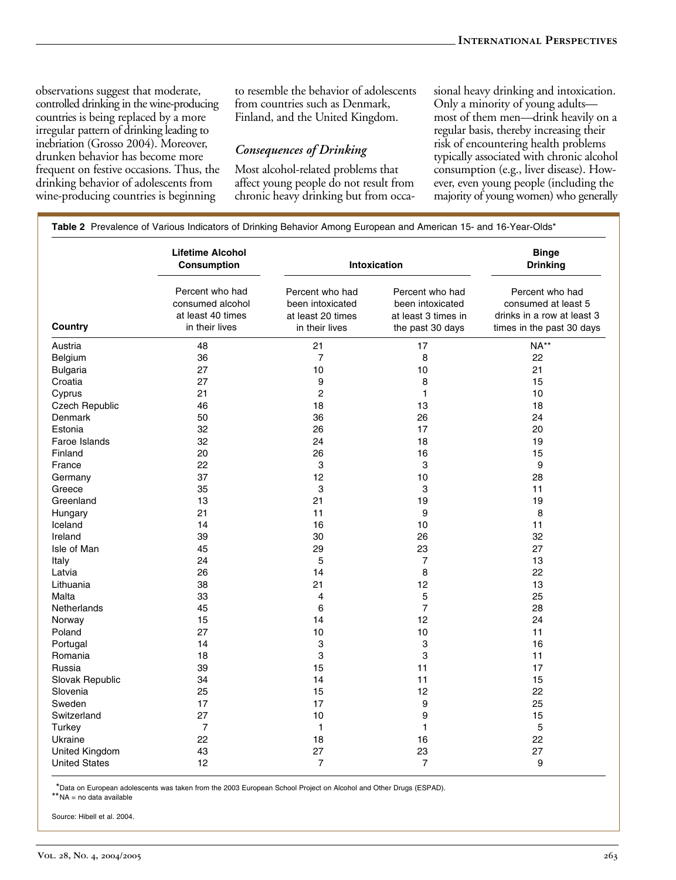observations suggest that moderate, controlled drinking in the wine-producing countries is being replaced by a more irregular pattern of drinking leading to inebriation (Grosso 2004). Moreover, drunken behavior has become more frequent on festive occasions. Thus, the drinking behavior of adolescents from wine-producing countries is beginning to resemble the behavior of adolescents from countries such as Denmark, Finland, and the United Kingdom.

### *Consequences of Drinking*

Most alcohol-related problems that affect young people do not result from chronic heavy drinking but from occasional heavy drinking and intoxication. Only a minority of young adults—most of them men—drink heavily on a regular basis, thereby increasing their risk of encountering health problems typically associated with chronic alcohol consumption (e.g., liver disease). However, even young people (including the majority of young women) who generally

**Table 2** Prevalence of Various Indicators of Drinking Behavior Among European and American 15- and 16-Year-Olds*

| | **Lifetime Alcohol Consumption** | **Intoxication** | | **Binge Drinking** |
|---|---|---|---|---|
| **Country** | Percent who had consumed alcohol at least 40 times in their lives | Percent who had been intoxicated at least 20 times in their lives | Percent who had been intoxicated at least 3 times in the past 30 days | Percent who had consumed at least 5 drinks in a row at least 3 times in the past 30 days |
| Austria | 48 | 21 | 17 | NA** |
| Belgium | 36 | 7 | 8 | 22 |
| Bulgaria | 27 | 10 | 10 | 21 |
| Croatia | 27 | 9 | 8 | 15 |
| Cyprus | 21 | 2 | 1 | 10 |
| Czech Republic | 46 | 18 | 13 | 18 |
| Denmark | 50 | 36 | 26 | 24 |
| Estonia | 32 | 26 | 17 | 20 |
| Faroe Islands | 32 | 24 | 18 | 19 |
| Finland | 20 | 26 | 16 | 15 |
| France | 22 | 3 | 3 | 9 |
| Germany | 37 | 12 | 10 | 28 |
| Greece | 35 | 3 | 3 | 11 |
| Greenland | 13 | 21 | 19 | 19 |
| Hungary | 21 | 11 | 9 | 8 |
| Iceland | 14 | 16 | 10 | 11 |
| Ireland | 39 | 30 | 26 | 32 |
| Isle of Man | 45 | 29 | 23 | 27 |
| Italy | 24 | 5 | 7 | 13 |
| Latvia | 26 | 14 | 8 | 22 |
| Lithuania | 38 | 21 | 12 | 13 |
| Malta | 33 | 4 | 5 | 25 |
| Netherlands | 45 | 6 | 7 | 28 |
| Norway | 15 | 14 | 12 | 24 |
| Poland | 27 | 10 | 10 | 11 |
| Portugal | 14 | 3 | 3 | 16 |
| Romania | 18 | 3 | 3 | 11 |
| Russia | 39 | 15 | 11 | 17 |
| Slovak Republic | 34 | 14 | 11 | 15 |
| Slovenia | 25 | 15 | 12 | 22 |
| Sweden | 17 | 17 | 9 | 25 |
| Switzerland | 27 | 10 | 9 | 15 |
| Turkey | 7 | 1 | 1 | 5 |
| Ukraine | 22 | 18 | 16 | 22 |
| United Kingdom | 43 | 27 | 23 | 27 |
| United States | 12 | 7 | 7 | 9 |

*Data on European adolescents was taken from the 2003 European School Project on Alcohol and Other Drugs (ESPAD).
**NA = no data available

Source: Hibell et al. 2004.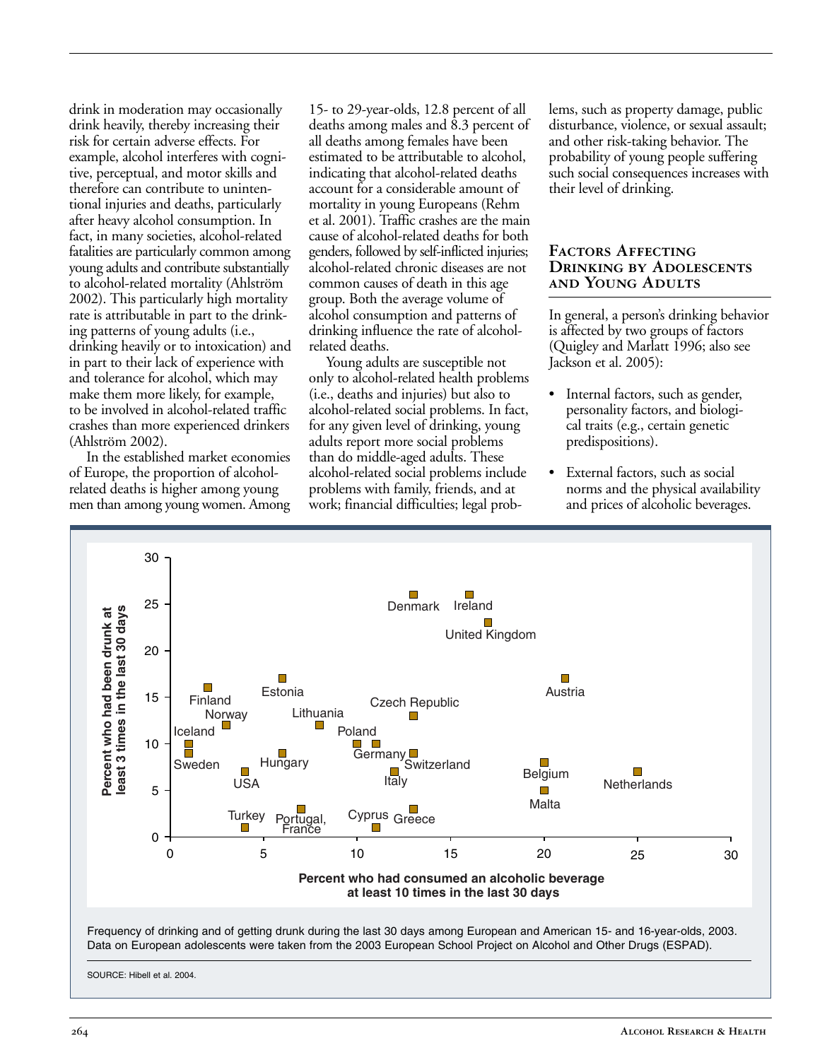drink in moderation may occasionally drink heavily, thereby increasing their risk for certain adverse effects. For example, alcohol interferes with cognitive, perceptual, and motor skills and therefore can contribute to unintentional injuries and deaths, particularly after heavy alcohol consumption. In fact, in many societies, alcohol-related fatalities are particularly common among young adults and contribute substantially to alcohol-related mortality (Ahlström 2002). This particularly high mortality rate is attributable in part to the drinking patterns of young adults (i.e., drinking heavily or to intoxication) and in part to their lack of experience with and tolerance for alcohol, which may make them more likely, for example, to be involved in alcohol-related traffic crashes than more experienced drinkers (Ahlström 2002).

In the established market economies of Europe, the proportion of alcohol-related deaths is higher among young men than among young women. Among 15- to 29-year-olds, 12.8 percent of all deaths among males and 8.3 percent of all deaths among females have been estimated to be attributable to alcohol, indicating that alcohol-related deaths account for a considerable amount of mortality in young Europeans (Rehm et al. 2001). Traffic crashes are the main cause of alcohol-related deaths for both genders, followed by self-inflicted injuries; alcohol-related chronic diseases are not common causes of death in this age group. Both the average volume of alcohol consumption and patterns of drinking influence the rate of alcohol-related deaths.

Young adults are susceptible not only to alcohol-related health problems (i.e., deaths and injuries) but also to alcohol-related social problems. In fact, for any given level of drinking, young adults report more social problems than do middle-aged adults. These alcohol-related social problems include problems with family, friends, and at work; financial difficulties; legal problems, such as property damage, public disturbance, violence, or sexual assault; and other risk-taking behavior. The probability of young people suffering such social consequences increases with their level of drinking.

## Factors Affecting Drinking by Adolescents and Young Adults

In general, a person's drinking behavior is affected by two groups of factors (Quigley and Marlatt 1996; also see Jackson et al. 2005):

- Internal factors, such as gender, personality factors, and biological traits (e.g., certain genetic predispositions).
- External factors, such as social norms and the physical availability and prices of alcoholic beverages.

Frequency of drinking and of getting drunk during the last 30 days among European and American 15- and 16-year-olds, 2003. Data on European adolescents were taken from the 2003 European School Project on Alcohol and Other Drugs (ESPAD).

SOURCE: Hibell et al. 2004.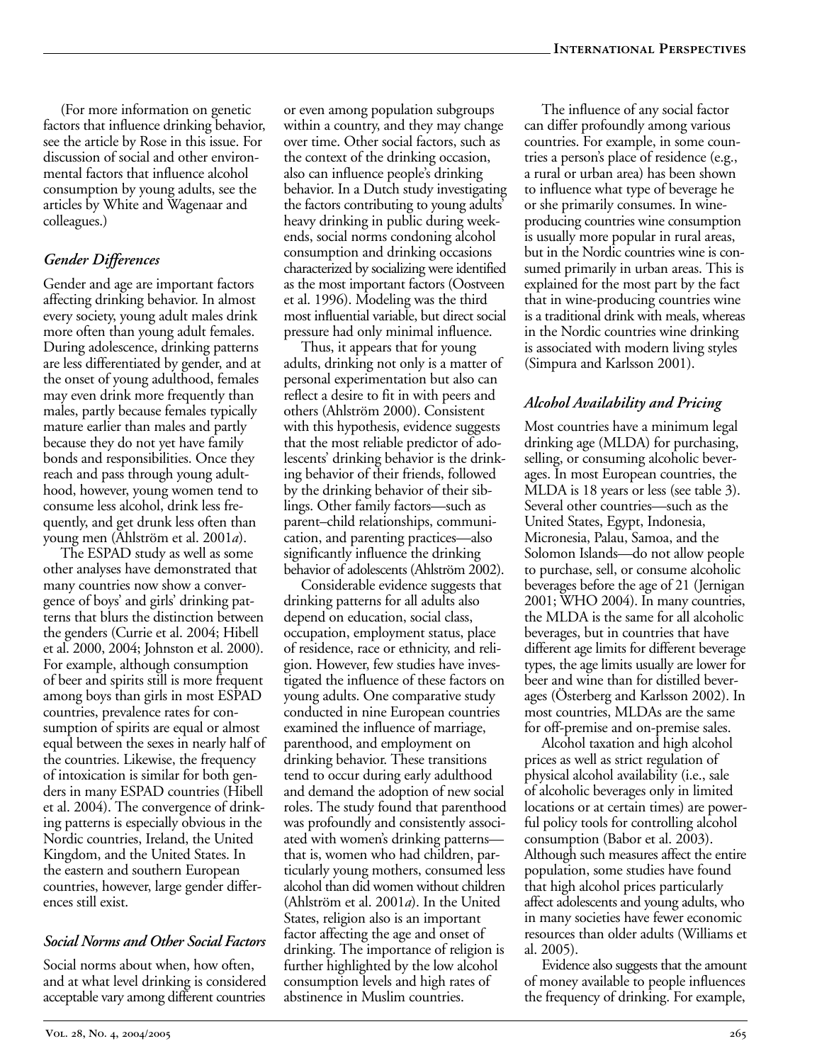(For more information on genetic factors that influence drinking behavior, see the article by Rose in this issue. For discussion of social and other environmental factors that influence alcohol consumption by young adults, see the articles by White and Wagenaar and colleagues.)

### *Gender Differences*

Gender and age are important factors affecting drinking behavior. In almost every society, young adult males drink more often than young adult females. During adolescence, drinking patterns are less differentiated by gender, and at the onset of young adulthood, females may even drink more frequently than males, partly because females typically mature earlier than males and partly because they do not yet have family bonds and responsibilities. Once they reach and pass through young adulthood, however, young women tend to consume less alcohol, drink less frequently, and get drunk less often than young men (Ahlström et al. 2001*a*).

The ESPAD study as well as some other analyses have demonstrated that many countries now show a convergence of boys' and girls' drinking patterns that blurs the distinction between the genders (Currie et al. 2004; Hibell et al. 2000, 2004; Johnston et al. 2000). For example, although consumption of beer and spirits still is more frequent among boys than girls in most ESPAD countries, prevalence rates for consumption of spirits are equal or almost equal between the sexes in nearly half of the countries. Likewise, the frequency of intoxication is similar for both genders in many ESPAD countries (Hibell et al. 2004). The convergence of drinking patterns is especially obvious in the Nordic countries, Ireland, the United Kingdom, and the United States. In the eastern and southern European countries, however, large gender differences still exist.

### *Social Norms and Other Social Factors*

Social norms about when, how often, and at what level drinking is considered acceptable vary among different countries or even among population subgroups within a country, and they may change over time. Other social factors, such as the context of the drinking occasion, also can influence people's drinking behavior. In a Dutch study investigating the factors contributing to young adults' heavy drinking in public during weekends, social norms condoning alcohol consumption and drinking occasions characterized by socializing were identified as the most important factors (Oostveen et al. 1996). Modeling was the third most influential variable, but direct social pressure had only minimal influence.

Thus, it appears that for young adults, drinking not only is a matter of personal experimentation but also can reflect a desire to fit in with peers and others (Ahlström 2000). Consistent with this hypothesis, evidence suggests that the most reliable predictor of adolescents' drinking behavior is the drinking behavior of their friends, followed by the drinking behavior of their siblings. Other family factors—such as parent–child relationships, communication, and parenting practices—also significantly influence the drinking behavior of adolescents (Ahlström 2002).

Considerable evidence suggests that drinking patterns for all adults also depend on education, social class, occupation, employment status, place of residence, race or ethnicity, and religion. However, few studies have investigated the influence of these factors on young adults. One comparative study conducted in nine European countries examined the influence of marriage, parenthood, and employment on drinking behavior. These transitions tend to occur during early adulthood and demand the adoption of new social roles. The study found that parenthood was profoundly and consistently associated with women's drinking patterns—that is, women who had children, particularly young mothers, consumed less alcohol than did women without children (Ahlström et al. 2001*a*). In the United States, religion also is an important factor affecting the age and onset of drinking. The importance of religion is further highlighted by the low alcohol consumption levels and high rates of abstinence in Muslim countries.

The influence of any social factor can differ profoundly among various countries. For example, in some countries a person's place of residence (e.g., a rural or urban area) has been shown to influence what type of beverage he or she primarily consumes. In wine-producing countries wine consumption is usually more popular in rural areas, but in the Nordic countries wine is consumed primarily in urban areas. This is explained for the most part by the fact that in wine-producing countries wine is a traditional drink with meals, whereas in the Nordic countries wine drinking is associated with modern living styles (Simpura and Karlsson 2001).

### *Alcohol Availability and Pricing*

Most countries have a minimum legal drinking age (MLDA) for purchasing, selling, or consuming alcoholic beverages. In most European countries, the MLDA is 18 years or less (see table 3). Several other countries—such as the United States, Egypt, Indonesia, Micronesia, Palau, Samoa, and the Solomon Islands—do not allow people to purchase, sell, or consume alcoholic beverages before the age of 21 (Jernigan 2001; WHO 2004). In many countries, the MLDA is the same for all alcoholic beverages, but in countries that have different age limits for different beverage types, the age limits usually are lower for beer and wine than for distilled beverages (Österberg and Karlsson 2002). In most countries, MLDAs are the same for off-premise and on-premise sales.

Alcohol taxation and high alcohol prices as well as strict regulation of physical alcohol availability (i.e., sale of alcoholic beverages only in limited locations or at certain times) are powerful policy tools for controlling alcohol consumption (Babor et al. 2003). Although such measures affect the entire population, some studies have found that high alcohol prices particularly affect adolescents and young adults, who in many societies have fewer economic resources than older adults (Williams et al. 2005).

Evidence also suggests that the amount of money available to people influences the frequency of drinking. For example,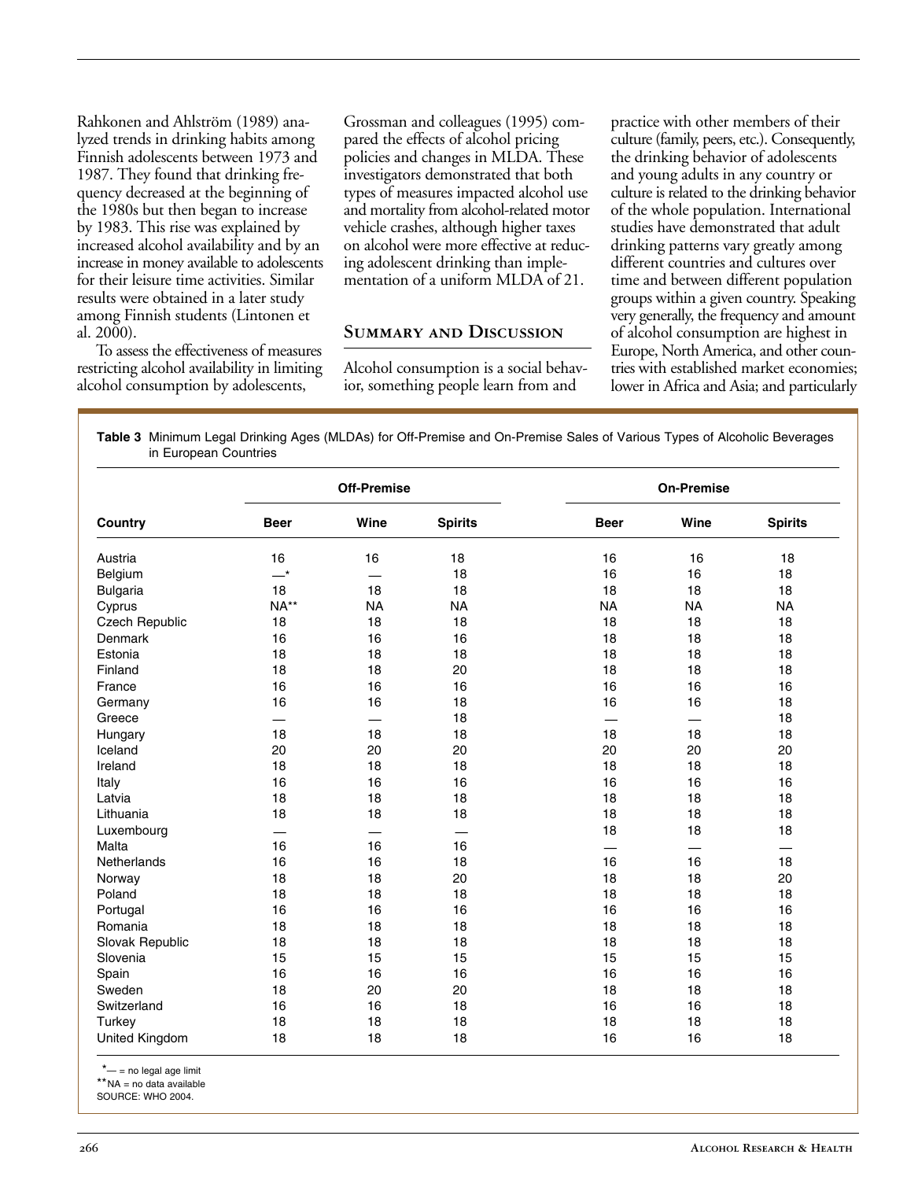Rahkonen and Ahlström (1989) analyzed trends in drinking habits among Finnish adolescents between 1973 and 1987. They found that drinking frequency decreased at the beginning of the 1980s but then began to increase by 1983. This rise was explained by increased alcohol availability and by an increase in money available to adolescents for their leisure time activities. Similar results were obtained in a later study among Finnish students (Lintonen et al. 2000).

To assess the effectiveness of measures restricting alcohol availability in limiting alcohol consumption by adolescents, Grossman and colleagues (1995) compared the effects of alcohol pricing policies and changes in MLDA. These investigators demonstrated that both types of measures impacted alcohol use and mortality from alcohol-related motor vehicle crashes, although higher taxes on alcohol were more effective at reducing adolescent drinking than implementation of a uniform MLDA of 21.

## Summary and Discussion

Alcohol consumption is a social behavior, something people learn from and practice with other members of their culture (family, peers, etc.). Consequently, the drinking behavior of adolescents and young adults in any country or culture is related to the drinking behavior of the whole population. International studies have demonstrated that adult drinking patterns vary greatly among different countries and cultures over time and between different population groups within a given country. Speaking very generally, the frequency and amount of alcohol consumption are highest in Europe, North America, and other countries with established market economies; lower in Africa and Asia; and particularly

**Table 3** Minimum Legal Drinking Ages (MLDAs) for Off-Premise and On-Premise Sales of Various Types of Alcoholic Beverages in European Countries

| | Off-Premise | | | On-Premise | | |
|---|---|---|---|---|---|---|
| **Country** | **Beer** | **Wine** | **Spirits** | **Beer** | **Wine** | **Spirits** |
| Austria | 16 | 16 | 18 | 16 | 16 | 18 |
| Belgium | —* | — | 18 | 16 | 16 | 18 |
| Bulgaria | 18 | 18 | 18 | 18 | 18 | 18 |
| Cyprus | NA** | NA | NA | NA | NA | NA |
| Czech Republic | 18 | 18 | 18 | 18 | 18 | 18 |
| Denmark | 16 | 16 | 16 | 18 | 18 | 18 |
| Estonia | 18 | 18 | 18 | 18 | 18 | 18 |
| Finland | 18 | 18 | 20 | 18 | 18 | 18 |
| France | 16 | 16 | 16 | 16 | 16 | 16 |
| Germany | 16 | 16 | 18 | 16 | 16 | 18 |
| Greece | — | — | 18 | — | — | 18 |
| Hungary | 18 | 18 | 18 | 18 | 18 | 18 |
| Iceland | 20 | 20 | 20 | 20 | 20 | 20 |
| Ireland | 18 | 18 | 18 | 18 | 18 | 18 |
| Italy | 16 | 16 | 16 | 16 | 16 | 16 |
| Latvia | 18 | 18 | 18 | 18 | 18 | 18 |
| Lithuania | 18 | 18 | 18 | 18 | 18 | 18 |
| Luxembourg | — | — | — | 18 | 18 | 18 |
| Malta | 16 | 16 | 16 | — | — | — |
| Netherlands | 16 | 16 | 18 | 16 | 16 | 18 |
| Norway | 18 | 18 | 20 | 18 | 18 | 20 |
| Poland | 18 | 18 | 18 | 18 | 18 | 18 |
| Portugal | 16 | 16 | 16 | 16 | 16 | 16 |
| Romania | 18 | 18 | 18 | 18 | 18 | 18 |
| Slovak Republic | 18 | 18 | 18 | 18 | 18 | 18 |
| Slovenia | 15 | 15 | 15 | 15 | 15 | 15 |
| Spain | 16 | 16 | 16 | 16 | 16 | 16 |
| Sweden | 18 | 20 | 20 | 18 | 18 | 18 |
| Switzerland | 16 | 16 | 18 | 16 | 16 | 18 |
| Turkey | 18 | 18 | 18 | 18 | 18 | 18 |
| United Kingdom | 18 | 18 | 18 | 16 | 16 | 18 |

*— = no legal age limit
**NA = no data available
SOURCE: WHO 2004.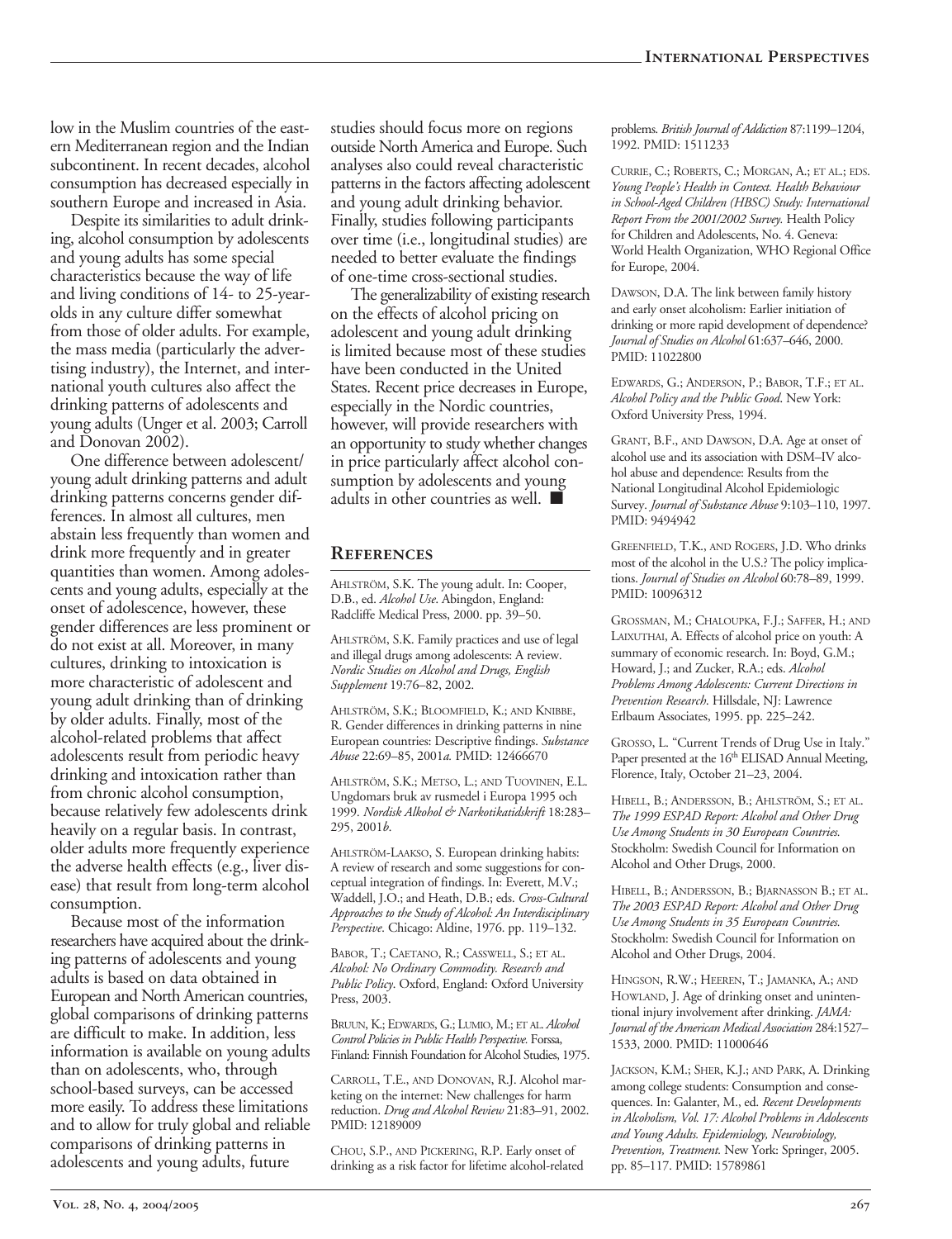low in the Muslim countries of the eastern Mediterranean region and the Indian subcontinent. In recent decades, alcohol consumption has decreased especially in southern Europe and increased in Asia.

Despite its similarities to adult drinking, alcohol consumption by adolescents and young adults has some special characteristics because the way of life and living conditions of 14- to 25-year-olds in any culture differ somewhat from those of older adults. For example, the mass media (particularly the advertising industry), the Internet, and international youth cultures also affect the drinking patterns of adolescents and young adults (Unger et al. 2003; Carroll and Donovan 2002).

One difference between adolescent/young adult drinking patterns and adult drinking patterns concerns gender differences. In almost all cultures, men abstain less frequently than women and drink more frequently and in greater quantities than women. Among adolescents and young adults, especially at the onset of adolescence, however, these gender differences are less prominent or do not exist at all. Moreover, in many cultures, drinking to intoxication is more characteristic of adolescent and young adult drinking than of drinking by older adults. Finally, most of the alcohol-related problems that affect adolescents result from periodic heavy drinking and intoxication rather than from chronic alcohol consumption, because relatively few adolescents drink heavily on a regular basis. In contrast, older adults more frequently experience the adverse health effects (e.g., liver disease) that result from long-term alcohol consumption.

Because most of the information researchers have acquired about the drinking patterns of adolescents and young adults is based on data obtained in European and North American countries, global comparisons of drinking patterns are difficult to make. In addition, less information is available on young adults than on adolescents, who, through school-based surveys, can be accessed more easily. To address these limitations and to allow for truly global and reliable comparisons of drinking patterns in adolescents and young adults, future studies should focus more on regions outside North America and Europe. Such analyses also could reveal characteristic patterns in the factors affecting adolescent and young adult drinking behavior. Finally, studies following participants over time (i.e., longitudinal studies) are needed to better evaluate the findings of one-time cross-sectional studies.

The generalizability of existing research on the effects of alcohol pricing on adolescent and young adult drinking is limited because most of these studies have been conducted in the United States. Recent price decreases in Europe, especially in the Nordic countries, however, will provide researchers with an opportunity to study whether changes in price particularly affect alcohol consumption by adolescents and young adults in other countries as well. ■

## References

Ahlström, S.K. The young adult. In: Cooper, D.B., ed. *Alcohol Use*. Abingdon, England: Radcliffe Medical Press, 2000. pp. 39–50.

Ahlström, S.K. Family practices and use of legal and illegal drugs among adolescents: A review. *Nordic Studies on Alcohol and Drugs, English Supplement* 19:76–82, 2002.

Ahlström, S.K.; Bloomfield, K.; and Knibbe, R. Gender differences in drinking patterns in nine European countries: Descriptive findings. *Substance Abuse* 22:69–85, 2001*a*. PMID: 12466670

Ahlström, S.K.; Metso, L.; and Tuovinen, E.L. Ungdomars bruk av rusmedel i Europa 1995 och 1999. *Nordisk Alkohol & Narkotikatidskrift* 18:283–295, 2001*b*.

Ahlström-Laakso, S. European drinking habits: A review of research and some suggestions for conceptual integration of findings. In: Everett, M.V.; Waddell, J.O.; and Heath, D.B.; eds. *Cross-Cultural Approaches to the Study of Alcohol: An Interdisciplinary Perspective*. Chicago: Aldine, 1976. pp. 119–132.

Babor, T.; Caetano, R.; Casswell, S.; et al. *Alcohol: No Ordinary Commodity. Research and Public Policy*. Oxford, England: Oxford University Press, 2003.

Bruun, K.; Edwards, G.; Lumio, M.; et al. *Alcohol Control Policies in Public Health Perspective*. Forssa, Finland: Finnish Foundation for Alcohol Studies, 1975.

Carroll, T.E., and Donovan, R.J. Alcohol marketing on the internet: New challenges for harm reduction. *Drug and Alcohol Review* 21:83–91, 2002. PMID: 12189009

Chou, S.P., and Pickering, R.P. Early onset of drinking as a risk factor for lifetime alcohol-related problems. *British Journal of Addiction* 87:1199–1204, 1992. PMID: 1511233

Currie, C.; Roberts, C.; Morgan, A.; et al.; eds. *Young People's Health in Context. Health Behaviour in School-Aged Children (HBSC) Study: International Report From the 2001/2002 Survey.* Health Policy for Children and Adolescents, No. 4. Geneva: World Health Organization, WHO Regional Office for Europe, 2004.

Dawson, D.A. The link between family history and early onset alcoholism: Earlier initiation of drinking or more rapid development of dependence? *Journal of Studies on Alcohol* 61:637–646, 2000. PMID: 11022800

Edwards, G.; Anderson, P.; Babor, T.F.; et al. *Alcohol Policy and the Public Good*. New York: Oxford University Press, 1994.

Grant, B.F., and Dawson, D.A. Age at onset of alcohol use and its association with DSM–IV alcohol abuse and dependence: Results from the National Longitudinal Alcohol Epidemiologic Survey. *Journal of Substance Abuse* 9:103–110, 1997. PMID: 9494942

Greenfield, T.K., and Rogers, J.D. Who drinks most of the alcohol in the U.S.? The policy implications. *Journal of Studies on Alcohol* 60:78–89, 1999. PMID: 10096312

Grossman, M.; Chaloupka, F.J.; Saffer, H.; and Laixuthai, A. Effects of alcohol price on youth: A summary of economic research. In: Boyd, G.M.; Howard, J.; and Zucker, R.A.; eds. *Alcohol Problems Among Adolescents: Current Directions in Prevention Research*. Hillsdale, NJ: Lawrence Erlbaum Associates, 1995. pp. 225–242.

Grosso, L. "Current Trends of Drug Use in Italy." Paper presented at the 16th ELISAD Annual Meeting, Florence, Italy, October 21–23, 2004.

Hibell, B.; Andersson, B.; Ahlström, S.; et al. *The 1999 ESPAD Report: Alcohol and Other Drug Use Among Students in 30 European Countries.* Stockholm: Swedish Council for Information on Alcohol and Other Drugs, 2000.

Hibell, B.; Andersson, B.; Bjarnasson B.; et al. *The 2003 ESPAD Report: Alcohol and Other Drug Use Among Students in 35 European Countries.* Stockholm: Swedish Council for Information on Alcohol and Other Drugs, 2004.

Hingson, R.W.; Heeren, T.; Jamanka, A.; and Howland, J. Age of drinking onset and unintentional injury involvement after drinking. *JAMA: Journal of the American Medical Association* 284:1527–1533, 2000. PMID: 11000646

Jackson, K.M.; Sher, K.J.; and Park, A. Drinking among college students: Consumption and consequences. In: Galanter, M., ed. *Recent Developments in Alcoholism, Vol. 17: Alcohol Problems in Adolescents and Young Adults. Epidemiology, Neurobiology, Prevention, Treatment.* New York: Springer, 2005. pp. 85–117. PMID: 15789861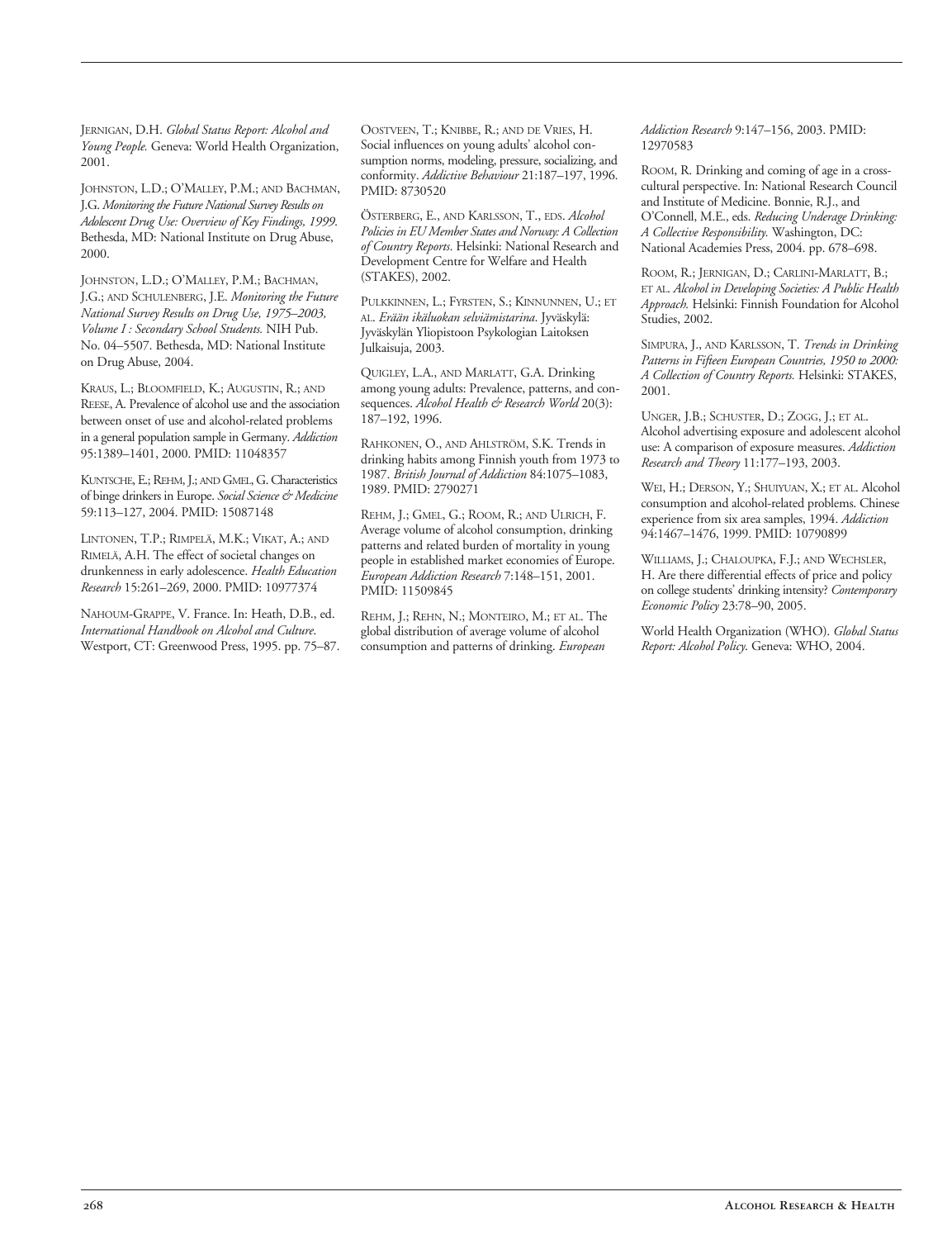JERNIGAN, D.H. *Global Status Report: Alcohol and Young People.* Geneva: World Health Organization, 2001.

JOHNSTON, L.D.; O'MALLEY, P.M.; AND BACHMAN, J.G. *Monitoring the Future National Survey Results on Adolescent Drug Use: Overview of Key Findings, 1999.* Bethesda, MD: National Institute on Drug Abuse, 2000.

JOHNSTON, L.D.; O'MALLEY, P.M.; BACHMAN, J.G.; AND SCHULENBERG, J.E. *Monitoring the Future National Survey Results on Drug Use, 1975–2003, Volume I : Secondary School Students.* NIH Pub. No. 04–5507. Bethesda, MD: National Institute on Drug Abuse, 2004.

KRAUS, L.; BLOOMFIELD, K.; AUGUSTIN, R.; AND REESE, A. Prevalence of alcohol use and the association between onset of use and alcohol-related problems in a general population sample in Germany. *Addiction* 95:1389–1401, 2000. PMID: 11048357

KUNTSCHE, E.; REHM, J.; AND GMEL, G. Characteristics of binge drinkers in Europe. *Social Science & Medicine* 59:113–127, 2004. PMID: 15087148

LINTONEN, T.P.; RIMPELÄ, M.K.; VIKAT, A.; AND RIMELÄ, A.H. The effect of societal changes on drunkenness in early adolescence. *Health Education Research* 15:261–269, 2000. PMID: 10977374

NAHOUM-GRAPPE, V. France. In: Heath, D.B., ed. *International Handbook on Alcohol and Culture*. Westport, CT: Greenwood Press, 1995. pp. 75–87.

OOSTVEEN, T.; KNIBBE, R.; AND DE VRIES, H. Social influences on young adults' alcohol consumption norms, modeling, pressure, socializing, and conformity. *Addictive Behaviour* 21:187–197, 1996. PMID: 8730520

ÖSTERBERG, E., AND KARLSSON, T., EDS. *Alcohol Policies in EU Member States and Norway: A Collection of Country Reports*. Helsinki: National Research and Development Centre for Welfare and Health (STAKES), 2002.

PULKKINNEN, L.; FYRSTEN, S.; KINNUNNEN, U.; ET AL. *Erään ikäluokan selviämistarina*. Jyväskylä: Jyväskylän Yliopistoon Psykologian Laitoksen Julkaisuja, 2003.

QUIGLEY, L.A., AND MARLATT, G.A. Drinking among young adults: Prevalence, patterns, and consequences. *Alcohol Health & Research World* 20(3): 187–192, 1996.

RAHKONEN, O., AND AHLSTRÖM, S.K. Trends in drinking habits among Finnish youth from 1973 to 1987. *British Journal of Addiction* 84:1075–1083, 1989. PMID: 2790271

REHM, J.; GMEL, G.; ROOM, R.; AND ULRICH, F. Average volume of alcohol consumption, drinking patterns and related burden of mortality in young people in established market economies of Europe. *European Addiction Research* 7:148–151, 2001. PMID: 11509845

REHM, J.; REHN, N.; MONTEIRO, M.; ET AL. The global distribution of average volume of alcohol consumption and patterns of drinking. *European Addiction Research* 9:147–156, 2003. PMID: 12970583

ROOM, R. Drinking and coming of age in a cross-cultural perspective. In: National Research Council and Institute of Medicine. Bonnie, R.J., and O'Connell, M.E., eds. *Reducing Underage Drinking: A Collective Responsibility.* Washington, DC: National Academies Press, 2004. pp. 678–698.

ROOM, R.; JERNIGAN, D.; CARLINI-MARLATT, B.; ET AL. *Alcohol in Developing Societies: A Public Health Approach.* Helsinki: Finnish Foundation for Alcohol Studies, 2002.

SIMPURA, J., AND KARLSSON, T. *Trends in Drinking Patterns in Fifteen European Countries, 1950 to 2000: A Collection of Country Reports.* Helsinki: STAKES, 2001.

UNGER, J.B.; SCHUSTER, D.; ZOGG, J.; ET AL. Alcohol advertising exposure and adolescent alcohol use: A comparison of exposure measures. *Addiction Research and Theory* 11:177–193, 2003.

WEI, H.; DERSON, Y.; SHUIYUAN, X.; ET AL. Alcohol consumption and alcohol-related problems. Chinese experience from six area samples, 1994. *Addiction* 94:1467–1476, 1999. PMID: 10790899

WILLIAMS, J.; CHALOUPKA, F.J.; AND WECHSLER, H. Are there differential effects of price and policy on college students' drinking intensity? *Contemporary Economic Policy* 23:78–90, 2005.

World Health Organization (WHO). *Global Status Report: Alcohol Policy*. Geneva: WHO, 2004.